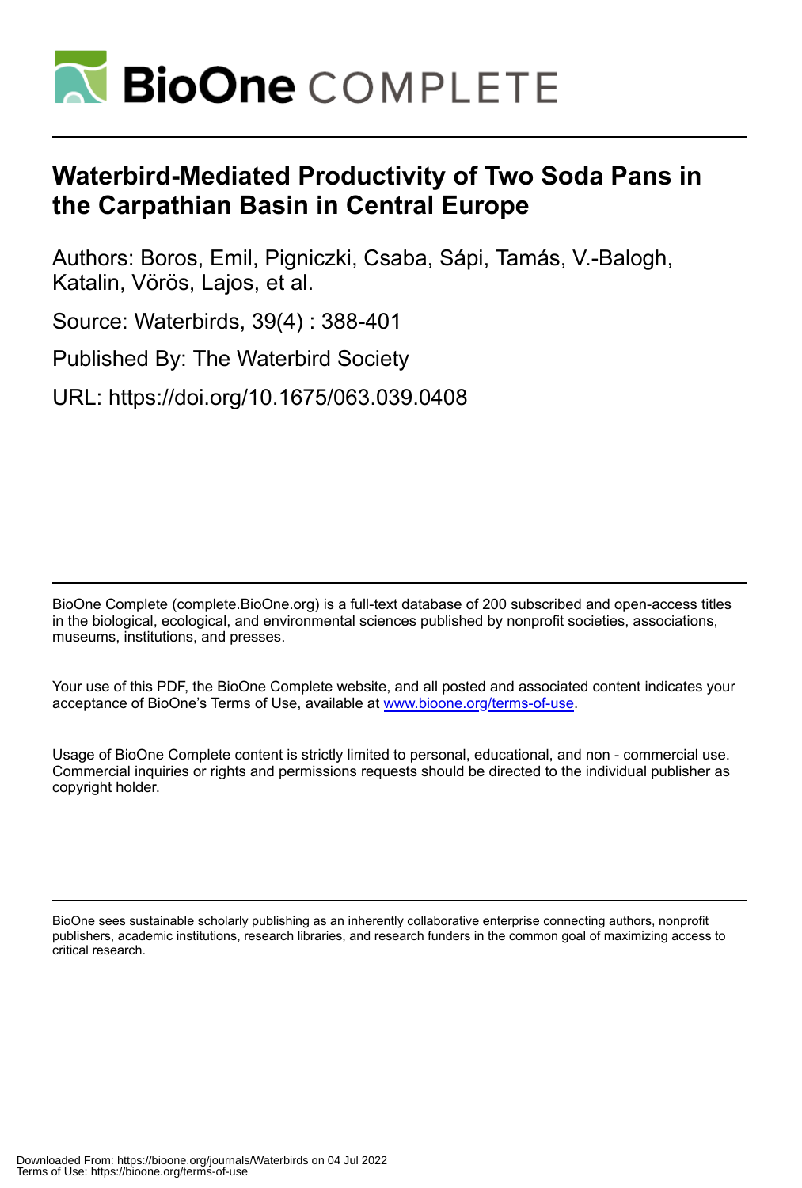# Waterbird-Mediated Productivity of Two Soda Pans in the Carpathian Basin in Central Europe

Authors: Boros, Emil, Pigniczki, Csaba, Sápi, Tamás, V.-Balogh, Katalin, Vörös, Lajos, et al.

Source: Waterbirds, 39(4) : 388-401

Published By: The Waterbird Society

URL: https://doi.org/10.1675/063.039.0408

BioOne Complete (complete.BioOne.org) is a full-text database of 200 subscribed and open-access titles in the biological, ecological, and environmental sciences published by nonprofit societies, associations, museums, institutions, and presses.

Your use of this PDF, the BioOne Complete website, and all posted and associated content indicates your acceptance of BioOne's Terms of Use, available at www.bioone.org/terms-of-use.

Usage of BioOne Complete content is strictly limited to personal, educational, and non - commercial use. Commercial inquiries or rights and permissions requests should be directed to the individual publisher as copyright holder.

BioOne sees sustainable scholarly publishing as an inherently collaborative enterprise connecting authors, nonprofit publishers, academic institutions, research libraries, and research funders in the common goal of maximizing access to critical research.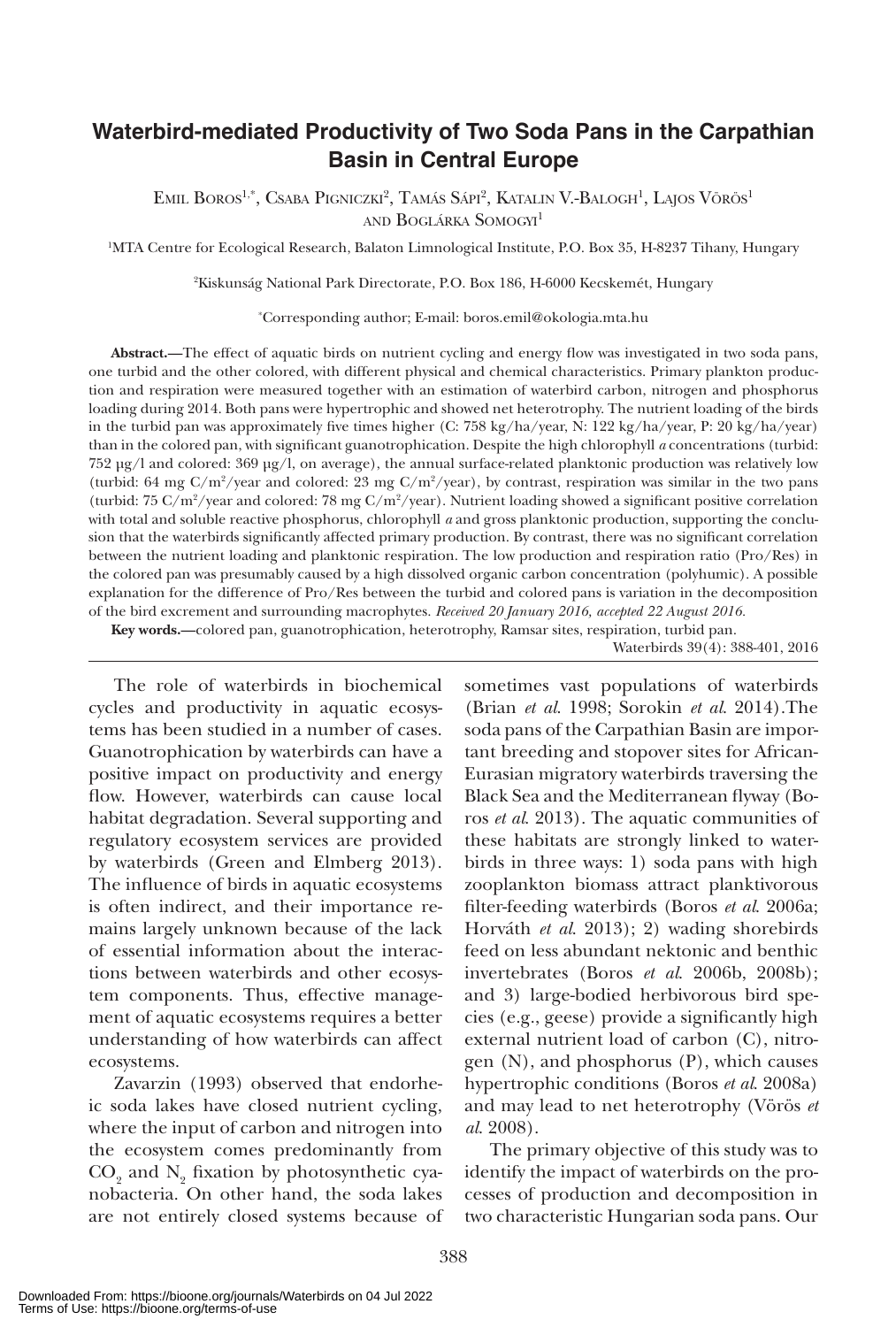# Waterbird-mediated Productivity of Two Soda Pans in the Carpathian Basin in Central Europe

Emil Boros[1,*], Csaba Pigniczki[2], Tamás Sápi[2], Katalin V.-Balogh[1], Lajos Vörös[1] and Boglárka Somogyi[1]

[1]MTA Centre for Ecological Research, Balaton Limnological Institute, P.O. Box 35, H-8237 Tihany, Hungary

[2]Kiskunság National Park Directorate, P.O. Box 186, H-6000 Kecskemét, Hungary

[*]Corresponding author; E-mail: boros.emil@okologia.mta.hu

**Abstract.**—The effect of aquatic birds on nutrient cycling and energy flow was investigated in two soda pans, one turbid and the other colored, with different physical and chemical characteristics. Primary plankton production and respiration were measured together with an estimation of waterbird carbon, nitrogen and phosphorus loading during 2014. Both pans were hypertrophic and showed net heterotrophy. The nutrient loading of the birds in the turbid pan was approximately five times higher (C: 758 kg/ha/year, N: 122 kg/ha/year, P: 20 kg/ha/year) than in the colored pan, with significant guanotrophication. Despite the high chlorophyll *a* concentrations (turbid: 752 µg/l and colored: 369 µg/l, on average), the annual surface-related planktonic production was relatively low (turbid: 64 mg C/m$^2$/year and colored: 23 mg C/m$^2$/year), by contrast, respiration was similar in the two pans (turbid: 75 C/m$^2$/year and colored: 78 mg C/m$^2$/year). Nutrient loading showed a significant positive correlation with total and soluble reactive phosphorus, chlorophyll *a* and gross planktonic production, supporting the conclusion that the waterbirds significantly affected primary production. By contrast, there was no significant correlation between the nutrient loading and planktonic respiration. The low production and respiration ratio (Pro/Res) in the colored pan was presumably caused by a high dissolved organic carbon concentration (polyhumic). A possible explanation for the difference of Pro/Res between the turbid and colored pans is variation in the decomposition of the bird excrement and surrounding macrophytes. *Received 20 January 2016, accepted 22 August 2016.*

**Key words.**—colored pan, guanotrophication, heterotrophy, Ramsar sites, respiration, turbid pan.

Waterbirds 39(4): 388-401, 2016

The role of waterbirds in biochemical cycles and productivity in aquatic ecosystems has been studied in a number of cases. Guanotrophication by waterbirds can have a positive impact on productivity and energy flow. However, waterbirds can cause local habitat degradation. Several supporting and regulatory ecosystem services are provided by waterbirds (Green and Elmberg 2013). The influence of birds in aquatic ecosystems is often indirect, and their importance remains largely unknown because of the lack of essential information about the interactions between waterbirds and other ecosystem components. Thus, effective management of aquatic ecosystems requires a better understanding of how waterbirds can affect ecosystems.

Zavarzin (1993) observed that endorheic soda lakes have closed nutrient cycling, where the input of carbon and nitrogen into the ecosystem comes predominantly from $CO_2$ and $N_2$ fixation by photosynthetic cyanobacteria. On other hand, the soda lakes are not entirely closed systems because of sometimes vast populations of waterbirds (Brian *et al.* 1998; Sorokin *et al.* 2014).The soda pans of the Carpathian Basin are important breeding and stopover sites for African-Eurasian migratory waterbirds traversing the Black Sea and the Mediterranean flyway (Boros *et al.* 2013). The aquatic communities of these habitats are strongly linked to waterbirds in three ways: 1) soda pans with high zooplankton biomass attract planktivorous filter-feeding waterbirds (Boros *et al.* 2006a; Horváth *et al.* 2013); 2) wading shorebirds feed on less abundant nektonic and benthic invertebrates (Boros *et al.* 2006b, 2008b); and 3) large-bodied herbivorous bird species (e.g., geese) provide a significantly high external nutrient load of carbon (C), nitrogen (N), and phosphorus (P), which causes hypertrophic conditions (Boros *et al.* 2008a) and may lead to net heterotrophy (Vörös *et al.* 2008).

The primary objective of this study was to identify the impact of waterbirds on the processes of production and decomposition in two characteristic Hungarian soda pans. Our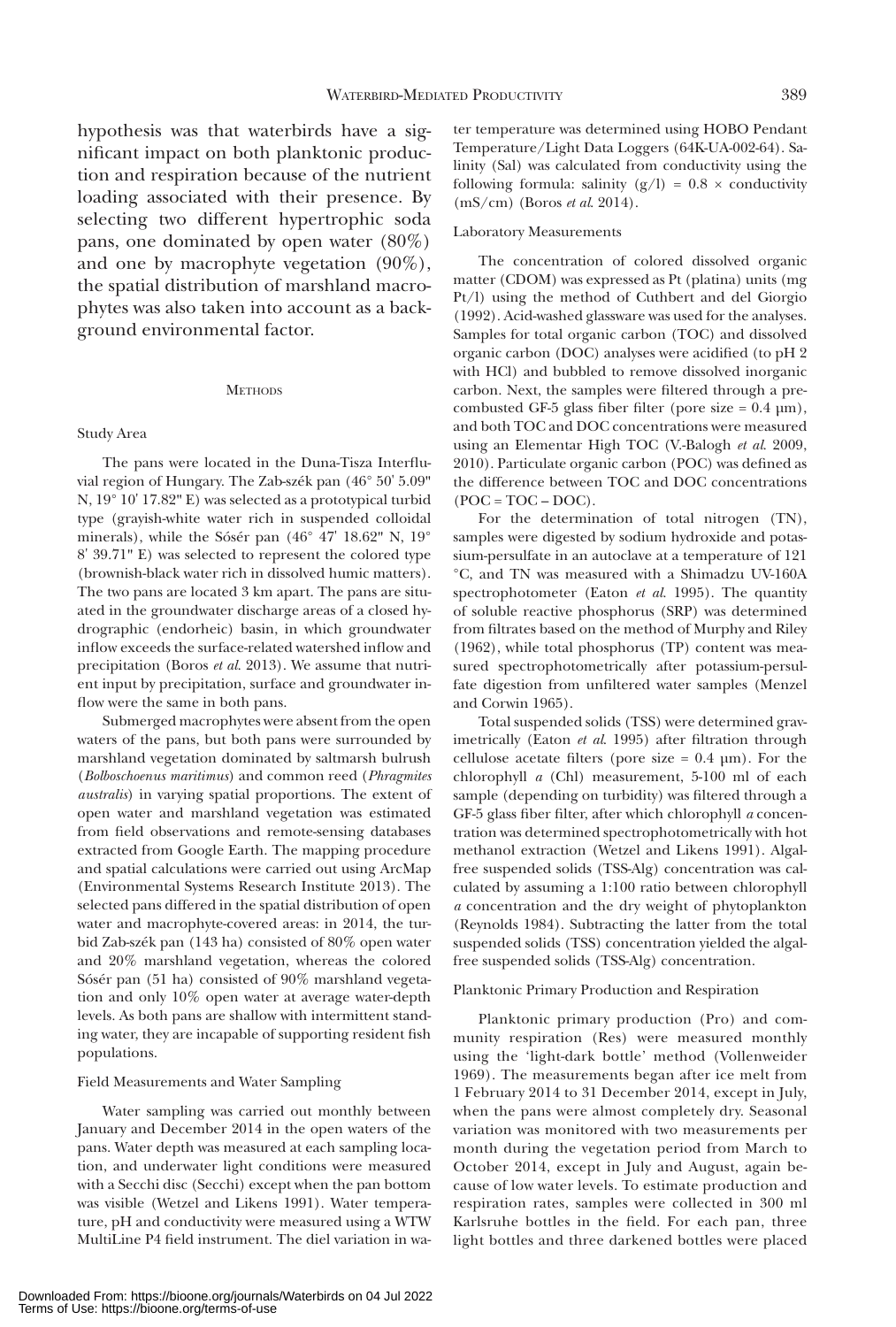hypothesis was that waterbirds have a significant impact on both planktonic production and respiration because of the nutrient loading associated with their presence. By selecting two different hypertrophic soda pans, one dominated by open water (80%) and one by macrophyte vegetation (90%), the spatial distribution of marshland macrophytes was also taken into account as a background environmental factor.

## Methods

### Study Area

The pans were located in the Duna-Tisza Interfluvial region of Hungary. The Zab-szék pan (46° 50' 5.09" N, 19° 10' 17.82" E) was selected as a prototypical turbid type (grayish-white water rich in suspended colloidal minerals), while the Sósér pan (46° 47' 18.62" N, 19° 8' 39.71" E) was selected to represent the colored type (brownish-black water rich in dissolved humic matters). The two pans are located 3 km apart. The pans are situated in the groundwater discharge areas of a closed hydrographic (endorheic) basin, in which groundwater inflow exceeds the surface-related watershed inflow and precipitation (Boros *et al.* 2013). We assume that nutrient input by precipitation, surface and groundwater inflow were the same in both pans.

Submerged macrophytes were absent from the open waters of the pans, but both pans were surrounded by marshland vegetation dominated by saltmarsh bulrush (*Bolboschoenus maritimus*) and common reed (*Phragmites australis*) in varying spatial proportions. The extent of open water and marshland vegetation was estimated from field observations and remote-sensing databases extracted from Google Earth. The mapping procedure and spatial calculations were carried out using ArcMap (Environmental Systems Research Institute 2013). The selected pans differed in the spatial distribution of open water and macrophyte-covered areas: in 2014, the turbid Zab-szék pan (143 ha) consisted of 80% open water and 20% marshland vegetation, whereas the colored Sósér pan (51 ha) consisted of 90% marshland vegetation and only 10% open water at average water-depth levels. As both pans are shallow with intermittent standing water, they are incapable of supporting resident fish populations.

### Field Measurements and Water Sampling

Water sampling was carried out monthly between January and December 2014 in the open waters of the pans. Water depth was measured at each sampling location, and underwater light conditions were measured with a Secchi disc (Secchi) except when the pan bottom was visible (Wetzel and Likens 1991). Water temperature, pH and conductivity were measured using a WTW MultiLine P4 field instrument. The diel variation in water temperature was determined using HOBO Pendant Temperature/Light Data Loggers (64K-UA-002-64). Salinity (Sal) was calculated from conductivity using the following formula: salinity (g/l) = 0.8 × conductivity (mS/cm) (Boros *et al.* 2014).

### Laboratory Measurements

The concentration of colored dissolved organic matter (CDOM) was expressed as Pt (platina) units (mg Pt/l) using the method of Cuthbert and del Giorgio (1992). Acid-washed glassware was used for the analyses. Samples for total organic carbon (TOC) and dissolved organic carbon (DOC) analyses were acidified (to pH 2 with HCl) and bubbled to remove dissolved inorganic carbon. Next, the samples were filtered through a precombusted GF-5 glass fiber filter (pore size = 0.4 µm), and both TOC and DOC concentrations were measured using an Elementar High TOC (V.-Balogh *et al.* 2009, 2010). Particulate organic carbon (POC) was defined as the difference between TOC and DOC concentrations (POC = TOC – DOC).

For the determination of total nitrogen (TN), samples were digested by sodium hydroxide and potassium-persulfate in an autoclave at a temperature of 121 °C, and TN was measured with a Shimadzu UV-160A spectrophotometer (Eaton *et al.* 1995). The quantity of soluble reactive phosphorus (SRP) was determined from filtrates based on the method of Murphy and Riley (1962), while total phosphorus (TP) content was measured spectrophotometrically after potassium-persulfate digestion from unfiltered water samples (Menzel and Corwin 1965).

Total suspended solids (TSS) were determined gravimetrically (Eaton *et al.* 1995) after filtration through cellulose acetate filters (pore size = 0.4 µm). For the chlorophyll *a* (Chl) measurement, 5-100 ml of each sample (depending on turbidity) was filtered through a GF-5 glass fiber filter, after which chlorophyll *a* concentration was determined spectrophotometrically with hot methanol extraction (Wetzel and Likens 1991). Algal-free suspended solids (TSS-Alg) concentration was calculated by assuming a 1:100 ratio between chlorophyll *a* concentration and the dry weight of phytoplankton (Reynolds 1984). Subtracting the latter from the total suspended solids (TSS) concentration yielded the algal-free suspended solids (TSS-Alg) concentration.

### Planktonic Primary Production and Respiration

Planktonic primary production (Pro) and community respiration (Res) were measured monthly using the 'light-dark bottle' method (Vollenweider 1969). The measurements began after ice melt from 1 February 2014 to 31 December 2014, except in July, when the pans were almost completely dry. Seasonal variation was monitored with two measurements per month during the vegetation period from March to October 2014, except in July and August, again because of low water levels. To estimate production and respiration rates, samples were collected in 300 ml Karlsruhe bottles in the field. For each pan, three light bottles and three darkened bottles were placed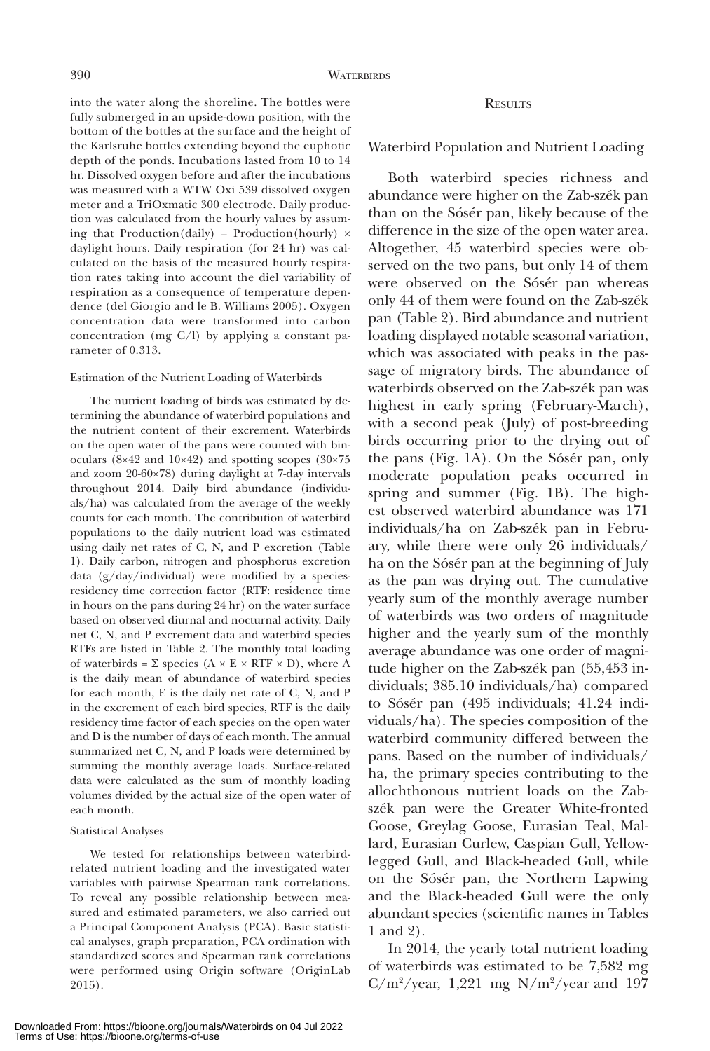into the water along the shoreline. The bottles were fully submerged in an upside-down position, with the bottom of the bottles at the surface and the height of the Karlsruhe bottles extending beyond the euphotic depth of the ponds. Incubations lasted from 10 to 14 hr. Dissolved oxygen before and after the incubations was measured with a WTW Oxi 539 dissolved oxygen meter and a TriOxmatic 300 electrode. Daily production was calculated from the hourly values by assuming that Production(daily) = Production(hourly) × daylight hours. Daily respiration (for 24 hr) was calculated on the basis of the measured hourly respiration rates taking into account the diel variability of respiration as a consequence of temperature dependence (del Giorgio and le B. Williams 2005). Oxygen concentration data were transformed into carbon concentration (mg C/l) by applying a constant parameter of 0.313.

### Estimation of the Nutrient Loading of Waterbirds

The nutrient loading of birds was estimated by determining the abundance of waterbird populations and the nutrient content of their excrement. Waterbirds on the open water of the pans were counted with binoculars (8×42 and 10×42) and spotting scopes (30×75 and zoom 20-60×78) during daylight at 7-day intervals throughout 2014. Daily bird abundance (individuals/ha) was calculated from the average of the weekly counts for each month. The contribution of waterbird populations to the daily nutrient load was estimated using daily net rates of C, N, and P excretion (Table 1). Daily carbon, nitrogen and phosphorus excretion data (g/day/individual) were modified by a species-residency time correction factor (RTF: residence time in hours on the pans during 24 hr) on the water surface based on observed diurnal and nocturnal activity. Daily net C, N, and P excrement data and waterbird species RTFs are listed in Table 2. The monthly total loading of waterbirds = Σ species (A × E × RTF × D), where A is the daily mean of abundance of waterbird species for each month, E is the daily net rate of C, N, and P in the excrement of each bird species, RTF is the daily residency time factor of each species on the open water and D is the number of days of each month. The annual summarized net C, N, and P loads were determined by summing the monthly average loads. Surface-related data were calculated as the sum of monthly loading volumes divided by the actual size of the open water of each month.

### Statistical Analyses

We tested for relationships between waterbird-related nutrient loading and the investigated water variables with pairwise Spearman rank correlations. To reveal any possible relationship between measured and estimated parameters, we also carried out a Principal Component Analysis (PCA). Basic statistical analyses, graph preparation, PCA ordination with standardized scores and Spearman rank correlations were performed using Origin software (OriginLab 2015).

## Results

### Waterbird Population and Nutrient Loading

Both waterbird species richness and abundance were higher on the Zab-szék pan than on the Sósér pan, likely because of the difference in the size of the open water area. Altogether, 45 waterbird species were observed on the two pans, but only 14 of them were observed on the Sósér pan whereas only 44 of them were found on the Zab-szék pan (Table 2). Bird abundance and nutrient loading displayed notable seasonal variation, which was associated with peaks in the passage of migratory birds. The abundance of waterbirds observed on the Zab-szék pan was highest in early spring (February-March), with a second peak (July) of post-breeding birds occurring prior to the drying out of the pans (Fig. 1A). On the Sósér pan, only moderate population peaks occurred in spring and summer (Fig. 1B). The highest observed waterbird abundance was 171 individuals/ha on Zab-szék pan in February, while there were only 26 individuals/ha on the Sósér pan at the beginning of July as the pan was drying out. The cumulative yearly sum of the monthly average number of waterbirds was two orders of magnitude higher and the yearly sum of the monthly average abundance was one order of magnitude higher on the Zab-szék pan (55,453 individuals; 385.10 individuals/ha) compared to Sósér pan (495 individuals; 41.24 individuals/ha). The species composition of the waterbird community differed between the pans. Based on the number of individuals/ha, the primary species contributing to the allochthonous nutrient loads on the Zab-szék pan were the Greater White-fronted Goose, Greylag Goose, Eurasian Teal, Mallard, Eurasian Curlew, Caspian Gull, Yellow-legged Gull, and Black-headed Gull, while on the Sósér pan, the Northern Lapwing and the Black-headed Gull were the only abundant species (scientific names in Tables 1 and 2).

In 2014, the yearly total nutrient loading of waterbirds was estimated to be 7,582 mg $C/m^2$/year, 1,221 mg $N/m^2$/year and 197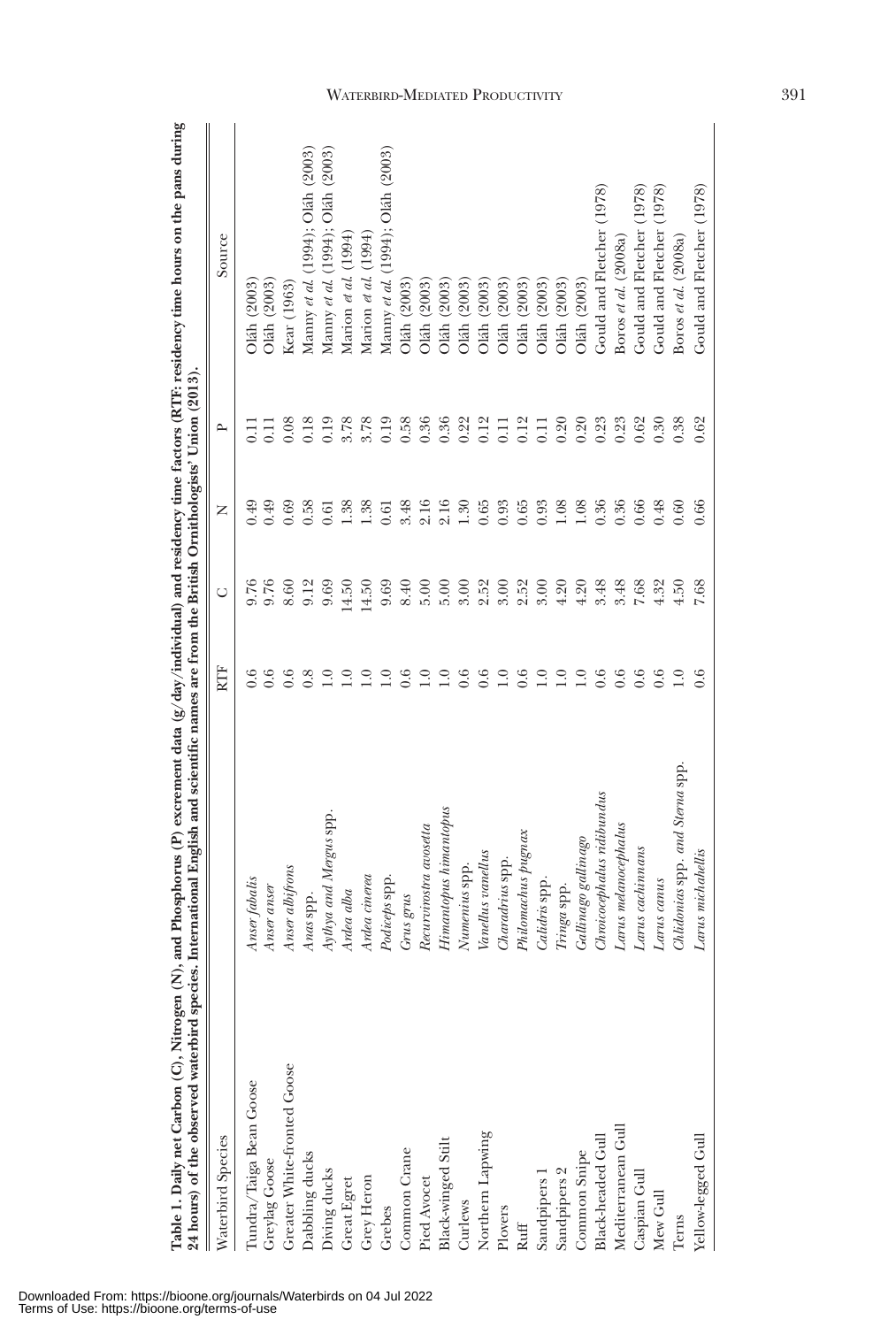**Table 1. Daily net Carbon (C), Nitrogen (N), and Phosphorus (P) excrement data (g/day/individual) and residency time factors (RTF: residency time hours on the pans during 24 hours) of the observed waterbird species. International English and scientific names are from the British Ornithologists' Union (2013).**

| Waterbird Species | | RTF | C | N | P | Source |
|---|---|---|---|---|---|---|
| Tundra/Taiga Bean Goose | *Anser fabalis* | 0.6 | 9.76 | 0.49 | 0.11 | Oláh (2003) |
| Greylag Goose | *Anser anser* | 0.6 | 9.76 | 0.49 | 0.11 | Oláh (2003) |
| Greater White-fronted Goose | *Anser albifrons* | 0.6 | 8.60 | 0.69 | 0.08 | Kear (1963) |
| Dabbling ducks | *Anas* spp. | 0.8 | 9.12 | 0.58 | 0.18 | Manny *et al.* (1994); Oláh (2003) |
| Diving ducks | *Aythya and Mergus* spp. | 1.0 | 9.69 | 0.61 | 0.19 | Manny *et al.* (1994); Oláh (2003) |
| Great Egret | *Ardea alba* | 1.0 | 14.50 | 1.38 | 3.78 | Marion *et al.* (1994) |
| Grey Heron | *Ardea cinerea* | 1.0 | 14.50 | 1.38 | 3.78 | Marion *et al.* (1994) |
| Grebes | *Podiceps* spp. | 1.0 | 9.69 | 0.61 | 0.19 | Manny *et al.* (1994); Oláh (2003) |
| Common Crane | *Grus grus* | 0.6 | 8.40 | 3.48 | 0.58 | Oláh (2003) |
| Pied Avocet | *Recurvirostra avosetta* | 1.0 | 5.00 | 2.16 | 0.36 | Oláh (2003) |
| Black-winged Stilt | *Himantopus himantopus* | 1.0 | 5.00 | 2.16 | 0.36 | Oláh (2003) |
| Curlews | *Numenius* spp. | 0.6 | 3.00 | 1.30 | 0.22 | Oláh (2003) |
| Northern Lapwing | *Vanellus vanellus* | 0.6 | 2.52 | 0.65 | 0.12 | Oláh (2003) |
| Plovers | *Charadrius* spp. | 1.0 | 3.00 | 0.93 | 0.11 | Oláh (2003) |
| Ruff | *Philomachus pugnax* | 0.6 | 2.52 | 0.65 | 0.12 | Oláh (2003) |
| Sandpipers 1 | *Calidris* spp. | 1.0 | 3.00 | 0.93 | 0.11 | Oláh (2003) |
| Sandpipers 2 | *Tringa* spp. | 1.0 | 4.20 | 1.08 | 0.20 | Oláh (2003) |
| Common Snipe | *Gallinago gallinago* | 1.0 | 4.20 | 1.08 | 0.20 | Oláh (2003) |
| Black-headed Gull | *Chroicocephalus ridibundus* | 0.6 | 3.48 | 0.36 | 0.23 | Gould and Fletcher (1978) |
| Mediterranean Gull | *Larus melanocephalus* | 0.6 | 3.48 | 0.36 | 0.23 | Boros *et al.* (2008a) |
| Caspian Gull | *Larus cachinnans* | 0.6 | 7.68 | 0.66 | 0.62 | Gould and Fletcher (1978) |
| Mew Gull | *Larus canus* | 0.6 | 4.32 | 0.48 | 0.30 | Gould and Fletcher (1978) |
| Terns | *Chlidonias* spp. *and Sterna* spp. | 1.0 | 4.50 | 0.60 | 0.38 | Boros *et al.* (2008a) |
| Yellow-legged Gull | *Larus michahellis* | 0.6 | 7.68 | 0.66 | 0.62 | Gould and Fletcher (1978) |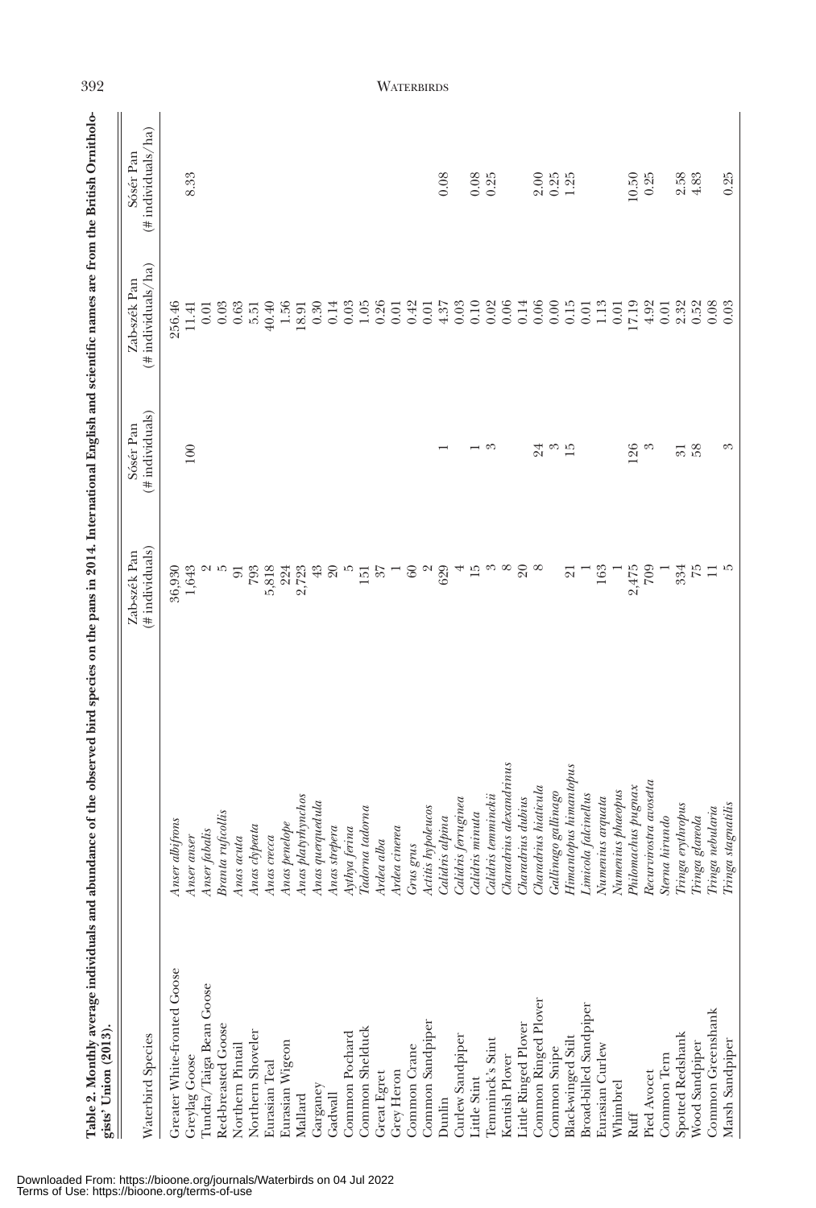**Table 2. Monthly average individuals and abundance of the observed bird species on the pans in 2014. International English and scientific names are from the British Ornithologists' Union (2013).**

| Waterbird Species | | Zab-szék Pan (# individuals) | Sósér Pan (# individuals) | Zab-szék Pan (# individuals/ha) | Sósér Pan (# individuals/ha) |
|---|---|---|---|---|---|
| Greater White-fronted Goose | *Anser albifrons* | 36,930 | | 256.46 | |
| Greylag Goose | *Anser anser* | 1,643 | 100 | 11.41 | 8.33 |
| Tundra/Taiga Bean Goose | *Anser fabalis* | 2 | | 0.01 | |
| Red-breasted Goose | *Branta ruficollis* | 5 | | 0.03 | |
| Northern Pintail | *Anas acuta* | 91 | | 0.63 | |
| Northern Shoveler | *Anas clypeata* | 793 | | 5.51 | |
| Eurasian Teal | *Anas crecca* | 5,818 | | 40.40 | |
| Eurasian Wigeon | *Anas penelope* | 224 | | 1.56 | |
| Mallard | *Anas platyrhynchos* | 2,723 | | 18.91 | |
| Garganey | *Anas querquedula* | 43 | | 0.30 | |
| Gadwall | *Anas strepera* | 20 | | 0.14 | |
| Common Pochard | *Aythya ferina* | 5 | | 0.03 | |
| Common Shelduck | *Tadorna tadorna* | 151 | | 1.05 | |
| Great Egret | *Ardea alba* | 37 | | 0.26 | |
| Grey Heron | *Ardea cinerea* | 1 | | 0.01 | |
| Common Crane | *Grus grus* | 60 | | 0.42 | |
| Common Sandpiper | *Actitis hypoleucos* | 2 | | 0.01 | |
| Dunlin | *Calidris alpina* | 629 | 1 | 4.37 | 0.08 |
| Curlew Sandpiper | *Calidris ferruginea* | 4 | | 0.03 | |
| Little Stint | *Calidris minuta* | 15 | 1 | 0.10 | 0.08 |
| Temminck's Stint | *Calidris temminckii* | 3 | 3 | 0.02 | 0.25 |
| Kentish Plover | *Charadrius alexandrinus* | 8 | | 0.06 | |
| Little Ringed Plover | *Charadrius dubius* | 20 | | 0.14 | |
| Common Ringed Plover | *Charadrius hiaticula* | 8 | 24 | 0.06 | 2.00 |
| Common Snipe | *Gallinago gallinago* | | 3 | 0.00 | 0.25 |
| Black-winged Stilt | *Himantopus himantopus* | 21 | 15 | 0.15 | 1.25 |
| Broad-billed Sandpiper | *Limicola falcinellus* | 1 | | 0.01 | |
| Eurasian Curlew | *Numenius arquata* | 163 | | 1.13 | |
| Whimbrel | *Numenius phaeopus* | 1 | | 0.01 | |
| Ruff | *Philomachus pugnax* | 2,475 | 126 | 17.19 | 10.50 |
| Pied Avocet | *Recurvirostra avosetta* | 709 | 3 | 4.92 | 0.25 |
| Common Tern | *Sterna hirundo* | 1 | | 0.01 | |
| Spotted Redshank | *Tringa erythropus* | 334 | 31 | 2.32 | 2.58 |
| Wood Sandpiper | *Tringa glareola* | 75 | 58 | 0.52 | 4.83 |
| Common Greenshank | *Tringa nebularia* | 11 | | 0.08 | |
| Marsh Sandpiper | *Tringa stagnatilis* | 5 | 3 | 0.03 | 0.25 |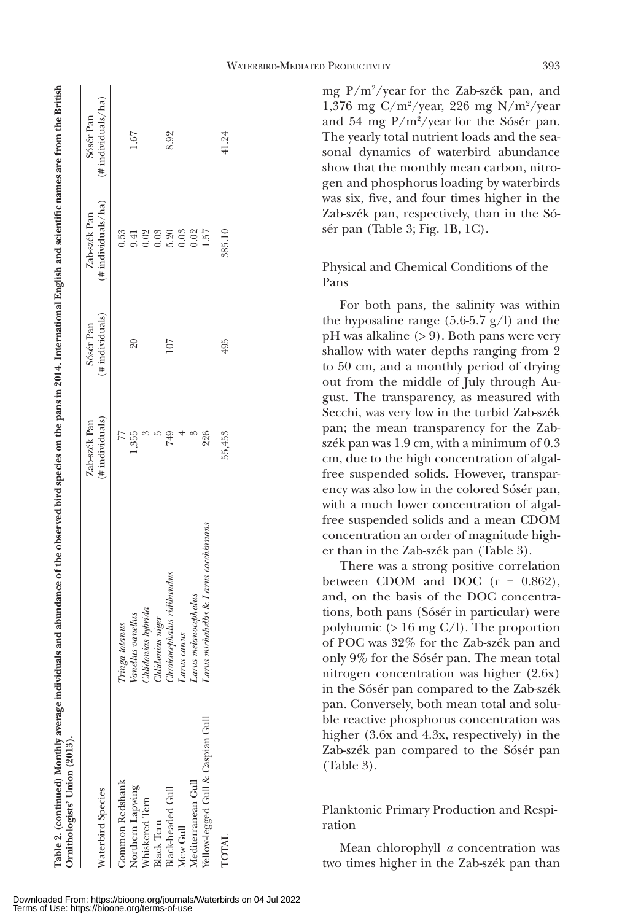**Table 2. (continued) Monthly average individuals and abundance of the observed bird species on the pans in 2014. International English and scientific names are from the British Ornithologists' Union (2013).**

| Waterbird Species | | Zab-szék Pan (# individuals) | Sósér Pan (# individuals) | Zab-szék Pan (# individuals/ha) | Sósér Pan (# individuals/ha) |
|---|---|---|---|---|---|
| Common Redshank | *Tringa totanus* | 77 | | 0.53 | |
| Northern Lapwing | *Vanellus vanellus* | 1,355 | 20 | 9.41 | 1.67 |
| Whiskered Tern | *Chlidonias hybrida* | 3 | | 0.02 | |
| Black Tern | *Chlidonias niger* | 5 | | 0.03 | |
| Black-headed Gull | *Chroicocephalus ridibundus* | 749 | 107 | 5.20 | 8.92 |
| Mew Gull | *Larus canus* | 4 | | 0.03 | |
| Mediterranean Gull | *Larus melanocephalus* | 3 | | 0.02 | |
| Yellow-legged Gull & Caspian Gull | *Larus michahellis & Larus cachinnans* | 226 | | 1.57 | |
| TOTAL | | 55,453 | 495 | 385.10 | 41.24 |

mg P/m$^2$/year for the Zab-szék pan, and 1,376 mg C/m$^2$/year, 226 mg N/m$^2$/year and 54 mg P/m$^2$/year for the Sósér pan. The yearly total nutrient loads and the seasonal dynamics of waterbird abundance show that the monthly mean carbon, nitrogen and phosphorus loading by waterbirds was six, five, and four times higher in the Zab-szék pan, respectively, than in the Sósér pan (Table 3; Fig. 1B, 1C).

### Physical and Chemical Conditions of the Pans

For both pans, the salinity was within the hyposaline range (5.6-5.7 g/l) and the pH was alkaline (> 9). Both pans were very shallow with water depths ranging from 2 to 50 cm, and a monthly period of drying out from the middle of July through August. The transparency, as measured with Secchi, was very low in the turbid Zab-szék pan; the mean transparency for the Zab-szék pan was 1.9 cm, with a minimum of 0.3 cm, due to the high concentration of algal-free suspended solids. However, transparency was also low in the colored Sósér pan, with a much lower concentration of algal-free suspended solids and a mean CDOM concentration an order of magnitude higher than in the Zab-szék pan (Table 3).

There was a strong positive correlation between CDOM and DOC ($r = 0.862$), and, on the basis of the DOC concentrations, both pans (Sósér in particular) were polyhumic (> 16 mg C/l). The proportion of POC was 32% for the Zab-szék pan and only 9% for the Sósér pan. The mean total nitrogen concentration was higher (2.6x) in the Sósér pan compared to the Zab-szék pan. Conversely, both mean total and soluble reactive phosphorus concentration was higher (3.6x and 4.3x, respectively) in the Zab-szék pan compared to the Sósér pan (Table 3).

### Planktonic Primary Production and Respiration

Mean chlorophyll *a* concentration was two times higher in the Zab-szék pan than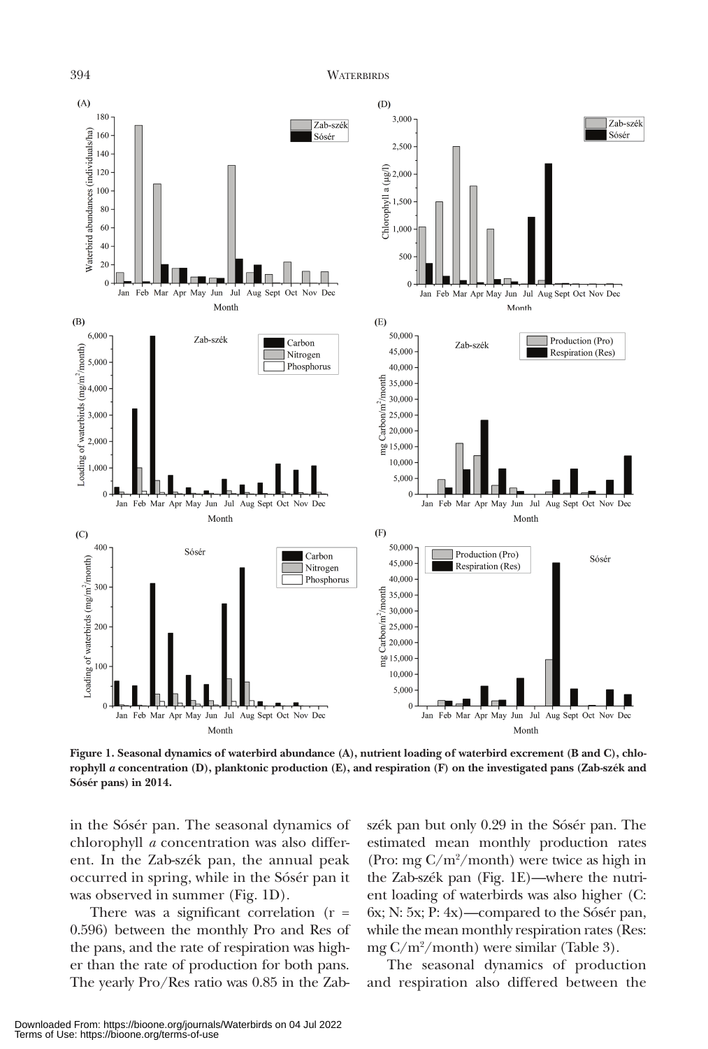Figure 1. Seasonal dynamics of waterbird abundance (A), nutrient loading of waterbird excrement (B and C), chlorophyll *a* concentration (D), planktonic production (E), and respiration (F) on the investigated pans (Zab-szék and Sósér pans) in 2014.

in the Sósér pan. The seasonal dynamics of chlorophyll *a* concentration was also different. In the Zab-szék pan, the annual peak occurred in spring, while in the Sósér pan it was observed in summer (Fig. 1D).

There was a significant correlation ($r = 0.596$) between the monthly Pro and Res of the pans, and the rate of respiration was higher than the rate of production for both pans. The yearly Pro/Res ratio was 0.85 in the Zab-szék pan but only 0.29 in the Sósér pan. The estimated mean monthly production rates (Pro: mg $C/m^2$/month) were twice as high in the Zab-szék pan (Fig. 1E)—where the nutrient loading of waterbirds was also higher (C: 6x; N: 5x; P: 4x)—compared to the Sósér pan, while the mean monthly respiration rates (Res: mg $C/m^2$/month) were similar (Table 3).

The seasonal dynamics of production and respiration also differed between the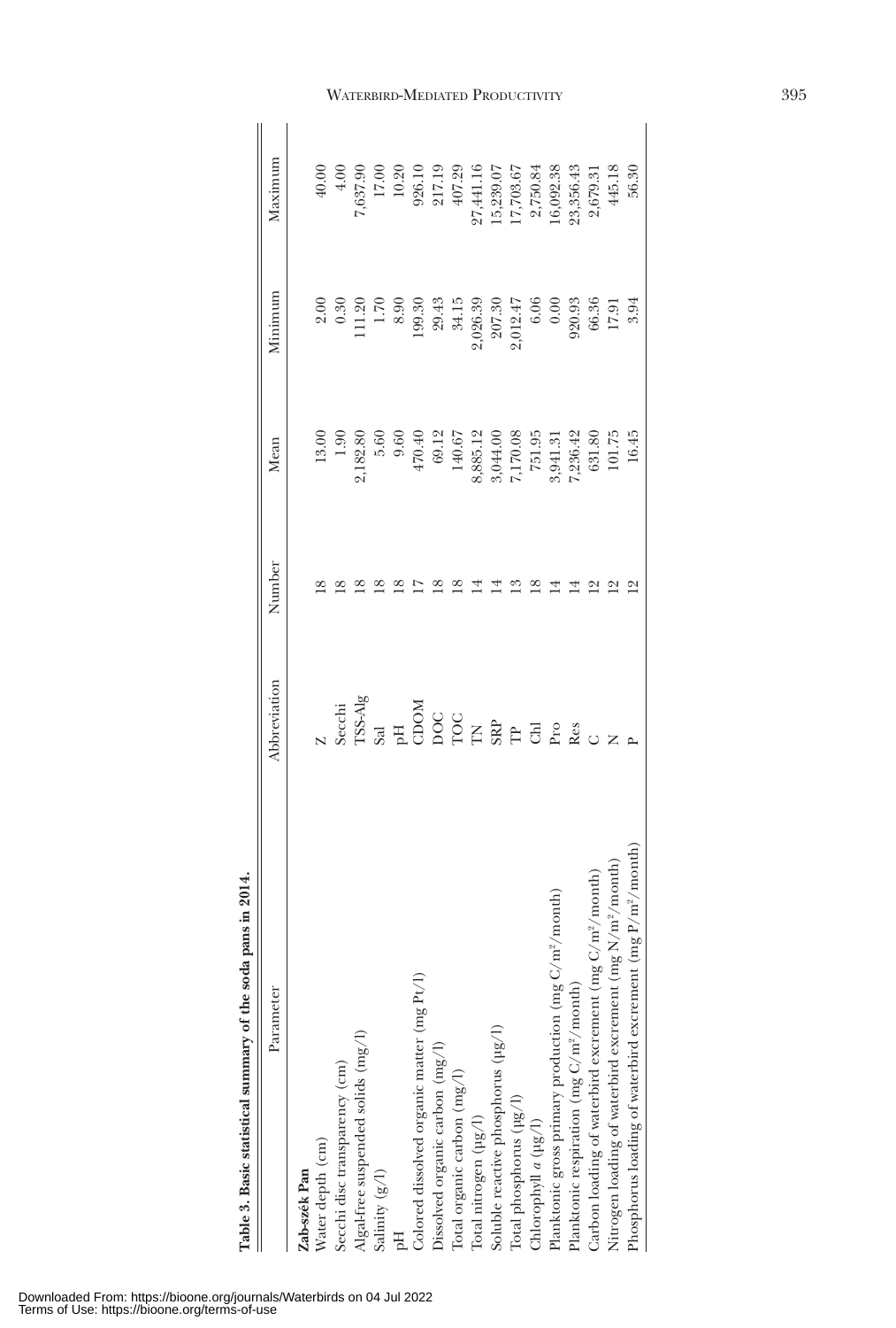**Table 3. Basic statistical summary of the soda pans in 2014.**

| Parameter | Abbreviation | Number | Mean | Minimum | Maximum |
|---|---|---|---|---|---|
| **Zab-szék Pan** | | | | | |
| Water depth (cm) | Z | 18 | 13.00 | 2.00 | 40.00 |
| Secchi disc transparency (cm) | Secchi | 18 | 1.90 | 0.30 | 4.00 |
| Algal-free suspended solids (mg/l) | TSS-Alg | 18 | 2,182.80 | 111.20 | 7,637.90 |
| Salinity (g/l) | Sal | 18 | 5.60 | 1.70 | 17.00 |
| pH | pH | 18 | 9.60 | 8.90 | 10.20 |
| Colored dissolved organic matter (mg Pt/l) | CDOM | 17 | 470.40 | 199.30 | 926.10 |
| Dissolved organic carbon (mg/l) | DOC | 18 | 69.12 | 29.43 | 217.19 |
| Total organic carbon (mg/l) | TOC | 18 | 140.67 | 34.15 | 407.29 |
| Total nitrogen (µg/l) | TN | 14 | 8,885.12 | 2,026.39 | 27,441.16 |
| Soluble reactive phosphorus (µg/l) | SRP | 14 | 3,044.00 | 207.30 | 15,239.07 |
| Total phosphorus (µg/l) | TP | 13 | 7,170.08 | 2,012.47 | 17,703.67 |
| Chlorophyll *a* (µg/l) | Chl | 18 | 751.95 | 6.06 | 2,750.84 |
| Planktonic gross primary production (mg C/m$^2$/month) | Pro | 14 | 3,941.31 | 0.00 | 16,092.38 |
| Planktonic respiration (mg C/m$^2$/month) | Res | 14 | 7,236.42 | 920.93 | 23,356.43 |
| Carbon loading of waterbird excrement (mg C/m$^2$/month) | C | 12 | 631.80 | 66.36 | 2,679.31 |
| Nitrogen loading of waterbird excrement (mg N/m$^2$/month) | N | 12 | 101.75 | 17.91 | 445.18 |
| Phosphorus loading of waterbird excrement (mg P/m$^2$/month) | P | 12 | 16.45 | 3.94 | 56.30 |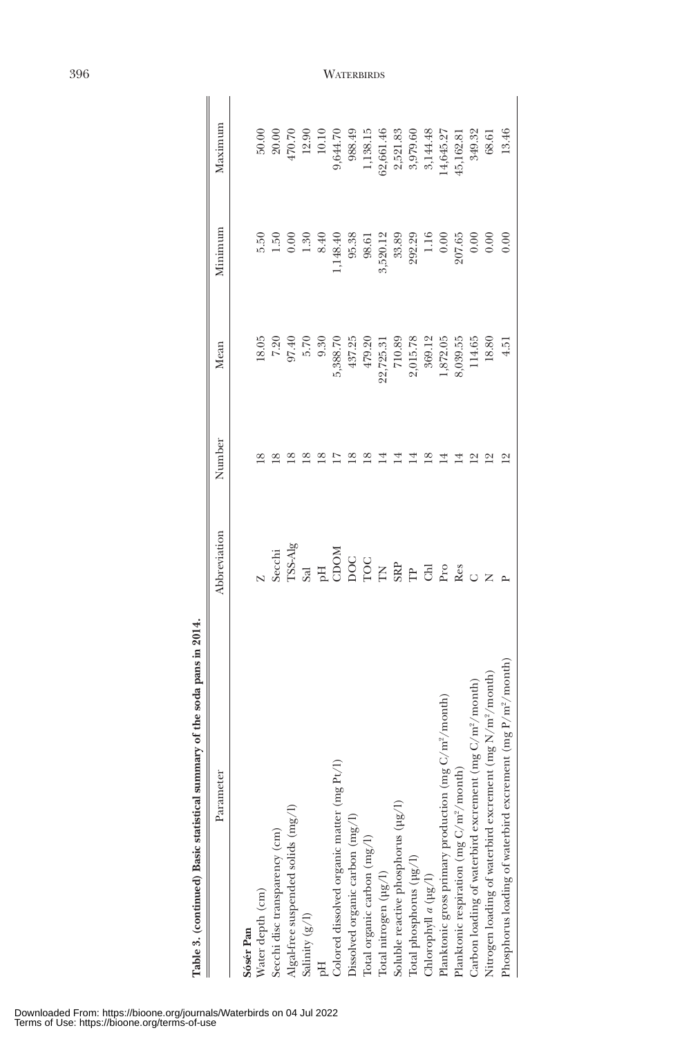**Table 3. (continued) Basic statistical summary of the soda pans in 2014.**

| Parameter | Abbreviation | Number | Mean | Minimum | Maximum |
|---|---|---|---|---|---|
| **Sóser Pan** | | | | | |
| Water depth (cm) | Z | 18 | 18.05 | 5.50 | 50.00 |
| Secchi disc transparency (cm) | Secchi | 18 | 7.20 | 1.50 | 20.00 |
| Algal-free suspended solids (mg/l) | TSS-Alg | 18 | 97.40 | 0.00 | 470.70 |
| Salinity (g/l) | Sal | 18 | 5.70 | 1.30 | 12.90 |
| pH | pH | 18 | 9.30 | 8.40 | 10.10 |
| Colored dissolved organic matter (mg Pt/l) | CDOM | 17 | 5,388.70 | 1,148.40 | 9,644.70 |
| Dissolved organic carbon (mg/l) | DOC | 18 | 437.25 | 95.38 | 988.49 |
| Total organic carbon (mg/l) | TOC | 18 | 479.20 | 98.61 | 1,138.15 |
| Total nitrogen (µg/l) | TN | 14 | 22,725.31 | 3,520.12 | 62,661.46 |
| Soluble reactive phosphorus (µg/l) | SRP | 14 | 710.89 | 33.89 | 2,521.83 |
| Total phosphorus (µg/l) | TP | 14 | 2,015.78 | 292.29 | 3,979.60 |
| Chlorophyll *a* (µg/l) | Chl | 18 | 369.12 | 1.16 | 3,144.48 |
| Planktonic gross primary production (mg C/m$^2$/month) | Pro | 14 | 1,872.05 | 0.00 | 14,645.27 |
| Planktonic respiration (mg C/m$^2$/month) | Res | 14 | 8,039.55 | 207.65 | 45,162.81 |
| Carbon loading of waterbird excrement (mg C/m$^2$/month) | C | 12 | 114.65 | 0.00 | 349.32 |
| Nitrogen loading of waterbird excrement (mg N/m$^2$/month) | N | 12 | 18.80 | 0.00 | 68.61 |
| Phosphorus loading of waterbird excrement (mg P/m$^2$/month) | P | 12 | 4.51 | 0.00 | 13.46 |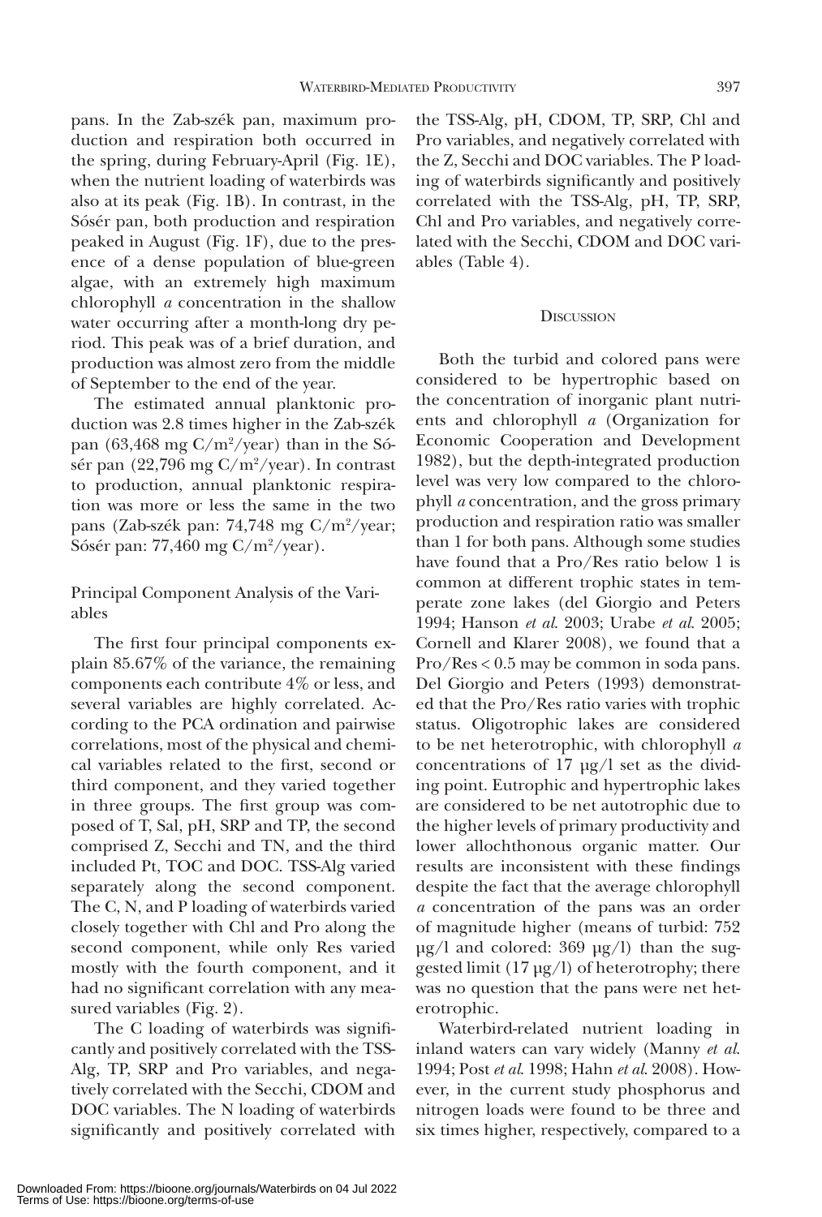pans. In the Zab-szék pan, maximum production and respiration both occurred in the spring, during February-April (Fig. 1E), when the nutrient loading of waterbirds was also at its peak (Fig. 1B). In contrast, in the Sósér pan, both production and respiration peaked in August (Fig. 1F), due to the presence of a dense population of blue-green algae, with an extremely high maximum chlorophyll *a* concentration in the shallow water occurring after a month-long dry period. This peak was of a brief duration, and production was almost zero from the middle of September to the end of the year.

The estimated annual planktonic production was 2.8 times higher in the Zab-szék pan (63,468 mg $C/m^2$/year) than in the Sósér pan (22,796 mg $C/m^2$/year). In contrast to production, annual planktonic respiration was more or less the same in the two pans (Zab-szék pan: 74,748 mg $C/m^2$/year; Sósér pan: 77,460 mg $C/m^2$/year).

### Principal Component Analysis of the Variables

The first four principal components explain 85.67% of the variance, the remaining components each contribute 4% or less, and several variables are highly correlated. According to the PCA ordination and pairwise correlations, most of the physical and chemical variables related to the first, second or third component, and they varied together in three groups. The first group was composed of T, Sal, pH, SRP and TP, the second comprised Z, Secchi and TN, and the third included Pt, TOC and DOC. TSS-Alg varied separately along the second component. The C, N, and P loading of waterbirds varied closely together with Chl and Pro along the second component, while only Res varied mostly with the fourth component, and it had no significant correlation with any measured variables (Fig. 2).

The C loading of waterbirds was significantly and positively correlated with the TSS-Alg, TP, SRP and Pro variables, and negatively correlated with the Secchi, CDOM and DOC variables. The N loading of waterbirds significantly and positively correlated with the TSS-Alg, pH, CDOM, TP, SRP, Chl and Pro variables, and negatively correlated with the Z, Secchi and DOC variables. The P loading of waterbirds significantly and positively correlated with the TSS-Alg, pH, TP, SRP, Chl and Pro variables, and negatively correlated with the Secchi, CDOM and DOC variables (Table 4).

## Discussion

Both the turbid and colored pans were considered to be hypertrophic based on the concentration of inorganic plant nutrients and chlorophyll *a* (Organization for Economic Cooperation and Development 1982), but the depth-integrated production level was very low compared to the chlorophyll *a* concentration, and the gross primary production and respiration ratio was smaller than 1 for both pans. Although some studies have found that a Pro/Res ratio below 1 is common at different trophic states in temperate zone lakes (del Giorgio and Peters 1994; Hanson *et al.* 2003; Urabe *et al.* 2005; Cornell and Klarer 2008), we found that a Pro/Res < 0.5 may be common in soda pans. Del Giorgio and Peters (1993) demonstrated that the Pro/Res ratio varies with trophic status. Oligotrophic lakes are considered to be net heterotrophic, with chlorophyll *a* concentrations of 17 µg/l set as the dividing point. Eutrophic and hypertrophic lakes are considered to be net autotrophic due to the higher levels of primary productivity and lower allochthonous organic matter. Our results are inconsistent with these findings despite the fact that the average chlorophyll *a* concentration of the pans was an order of magnitude higher (means of turbid: 752 µg/l and colored: 369 µg/l) than the suggested limit (17 µg/l) of heterotrophy; there was no question that the pans were net heterotrophic.

Waterbird-related nutrient loading in inland waters can vary widely (Manny *et al.* 1994; Post *et al.* 1998; Hahn *et al.* 2008). However, in the current study phosphorus and nitrogen loads were found to be three and six times higher, respectively, compared to a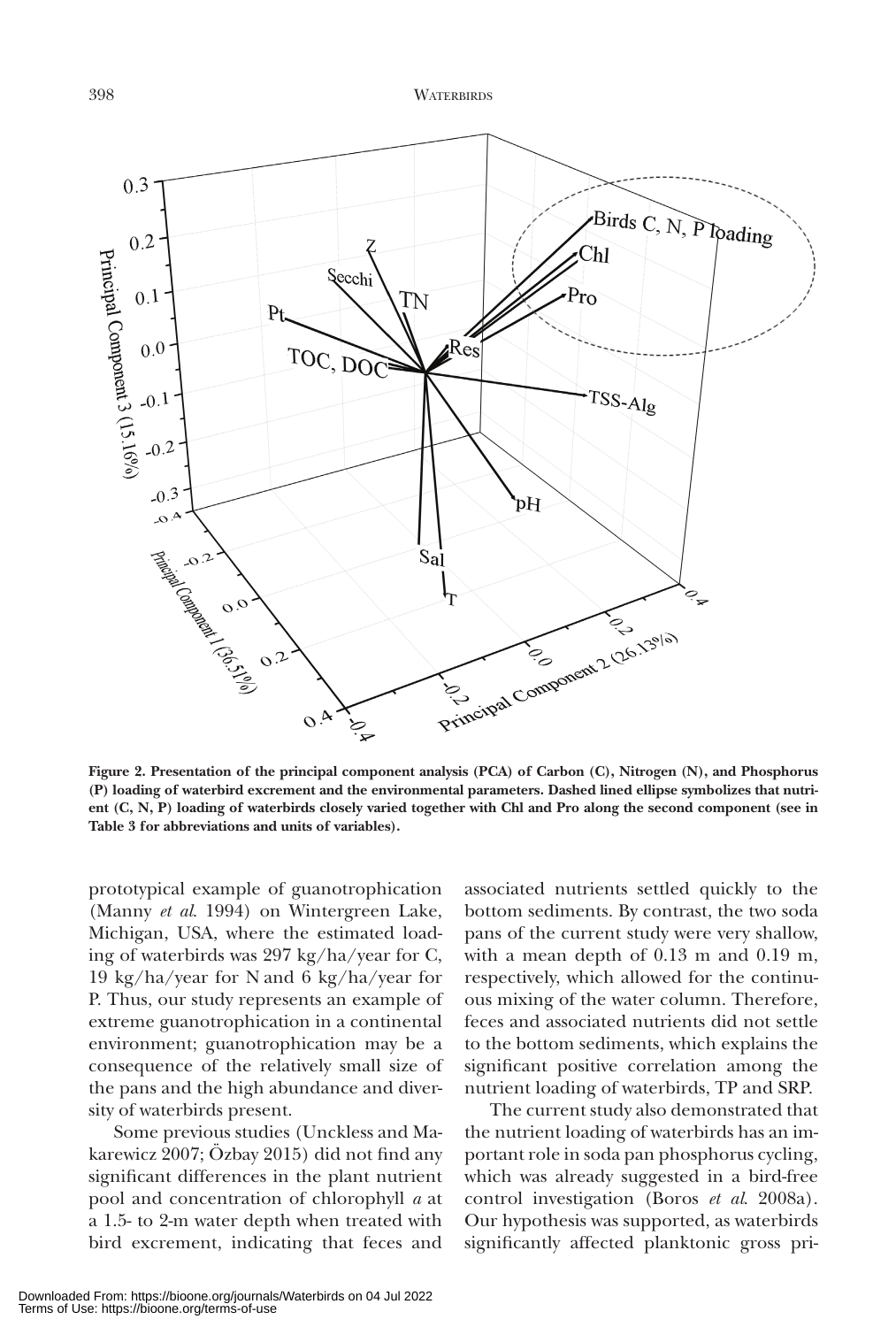Figure 2. Presentation of the principal component analysis (PCA) of Carbon (C), Nitrogen (N), and Phosphorus (P) loading of waterbird excrement and the environmental parameters. Dashed lined ellipse symbolizes that nutrient (C, N, P) loading of waterbirds closely varied together with Chl and Pro along the second component (see in Table 3 for abbreviations and units of variables).

prototypical example of guanotrophication (Manny *et al.* 1994) on Wintergreen Lake, Michigan, USA, where the estimated loading of waterbirds was 297 kg/ha/year for C, 19 kg/ha/year for N and 6 kg/ha/year for P. Thus, our study represents an example of extreme guanotrophication in a continental environment; guanotrophication may be a consequence of the relatively small size of the pans and the high abundance and diversity of waterbirds present.

Some previous studies (Unckless and Makarewicz 2007; Özbay 2015) did not find any significant differences in the plant nutrient pool and concentration of chlorophyll *a* at a 1.5- to 2-m water depth when treated with bird excrement, indicating that feces and associated nutrients settled quickly to the bottom sediments. By contrast, the two soda pans of the current study were very shallow, with a mean depth of 0.13 m and 0.19 m, respectively, which allowed for the continuous mixing of the water column. Therefore, feces and associated nutrients did not settle to the bottom sediments, which explains the significant positive correlation among the nutrient loading of waterbirds, TP and SRP.

The current study also demonstrated that the nutrient loading of waterbirds has an important role in soda pan phosphorus cycling, which was already suggested in a bird-free control investigation (Boros *et al.* 2008a). Our hypothesis was supported, as waterbirds significantly affected planktonic gross pri-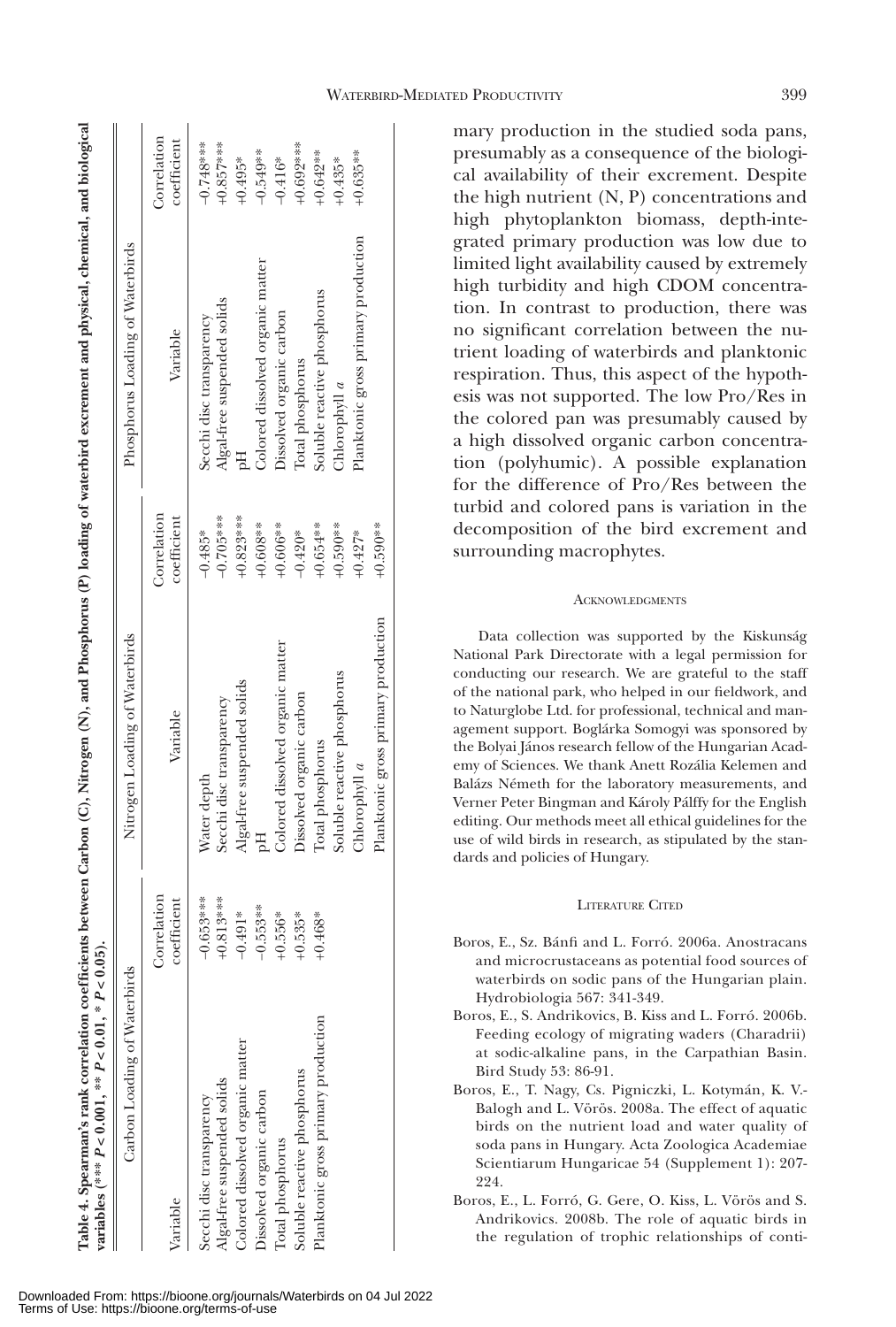**Table 4. Spearman's rank correlation coefficients between Carbon (C), Nitrogen (N), and Phosphorus (P) loading of waterbird excrement and physical, chemical, and biological variables (*** $P < 0.001$, ** $P < 0.01$, * $P < 0.05$).**

| Carbon Loading of Waterbirds | | Nitrogen Loading of Waterbirds | | Phosphorus Loading of Waterbirds | |
|---|---|---|---|---|---|
| Variable | Correlation coefficient | Variable | Correlation coefficient | Variable | Correlation coefficient |
| Secchi disc transparency | −0.653*** | Water depth | −0.485* | Secchi disc transparency | −0.748*** |
| Algal-free suspended solids | +0.813*** | Secchi disc transparency | −0.705*** | Algal-free suspended solids | +0.857*** |
| Colored dissolved organic matter | −0.491* | Algal-free suspended solids | +0.823*** | pH | +0.495* |
| Dissolved organic carbon | −0.553** | pH | +0.608** | Colored dissolved organic matter | −0.549** |
| Total phosphorus | +0.556* | Colored dissolved organic matter | +0.606** | Dissolved organic carbon | −0.416* |
| Soluble reactive phosphorus | +0.535* | Dissolved organic carbon | −0.420* | Total phosphorus | +0.692*** |
| Planktonic gross primary production | +0.468* | Total phosphorus | +0.654** | Soluble reactive phosphorus | +0.642** |
| | | Soluble reactive phosphorus | +0.590** | Chlorophyll *a* | +0.435* |
| | | Chlorophyll *a* | +0.427* | Planktonic gross primary production | +0.635** |
| | | Planktonic gross primary production | +0.590** | | |

mary production in the studied soda pans, presumably as a consequence of the biological availability of their excrement. Despite the high nutrient (N, P) concentrations and high phytoplankton biomass, depth-integrated primary production was low due to limited light availability caused by extremely high turbidity and high CDOM concentration. In contrast to production, there was no significant correlation between the nutrient loading of waterbirds and planktonic respiration. Thus, this aspect of the hypothesis was not supported. The low Pro/Res in the colored pan was presumably caused by a high dissolved organic carbon concentration (polyhumic). A possible explanation for the difference of Pro/Res between the turbid and colored pans is variation in the decomposition of the bird excrement and surrounding macrophytes.

## Acknowledgments

Data collection was supported by the Kiskunság National Park Directorate with a legal permission for conducting our research. We are grateful to the staff of the national park, who helped in our fieldwork, and to Naturglobe Ltd. for professional, technical and management support. Boglárka Somogyi was sponsored by the Bolyai János research fellow of the Hungarian Academy of Sciences. We thank Anett Rozália Kelemen and Balázs Németh for the laboratory measurements, and Verner Peter Bingman and Károly Pálffy for the English editing. Our methods meet all ethical guidelines for the use of wild birds in research, as stipulated by the standards and policies of Hungary.

## Literature Cited

Boros, E., Sz. Bánfi and L. Forró. 2006a. Anostracans and microcrustaceans as potential food sources of waterbirds on sodic pans of the Hungarian plain. Hydrobiologia 567: 341-349.

Boros, E., S. Andrikovics, B. Kiss and L. Forró. 2006b. Feeding ecology of migrating waders (Charadrii) at sodic-alkaline pans, in the Carpathian Basin. Bird Study 53: 86-91.

Boros, E., T. Nagy, Cs. Pigniczki, L. Kotymán, K. V.-Balogh and L. Vörös. 2008a. The effect of aquatic birds on the nutrient load and water quality of soda pans in Hungary. Acta Zoologica Academiae Scientiarum Hungaricae 54 (Supplement 1): 207-224.

Boros, E., L. Forró, G. Gere, O. Kiss, L. Vörös and S. Andrikovics. 2008b. The role of aquatic birds in the regulation of trophic relationships of conti-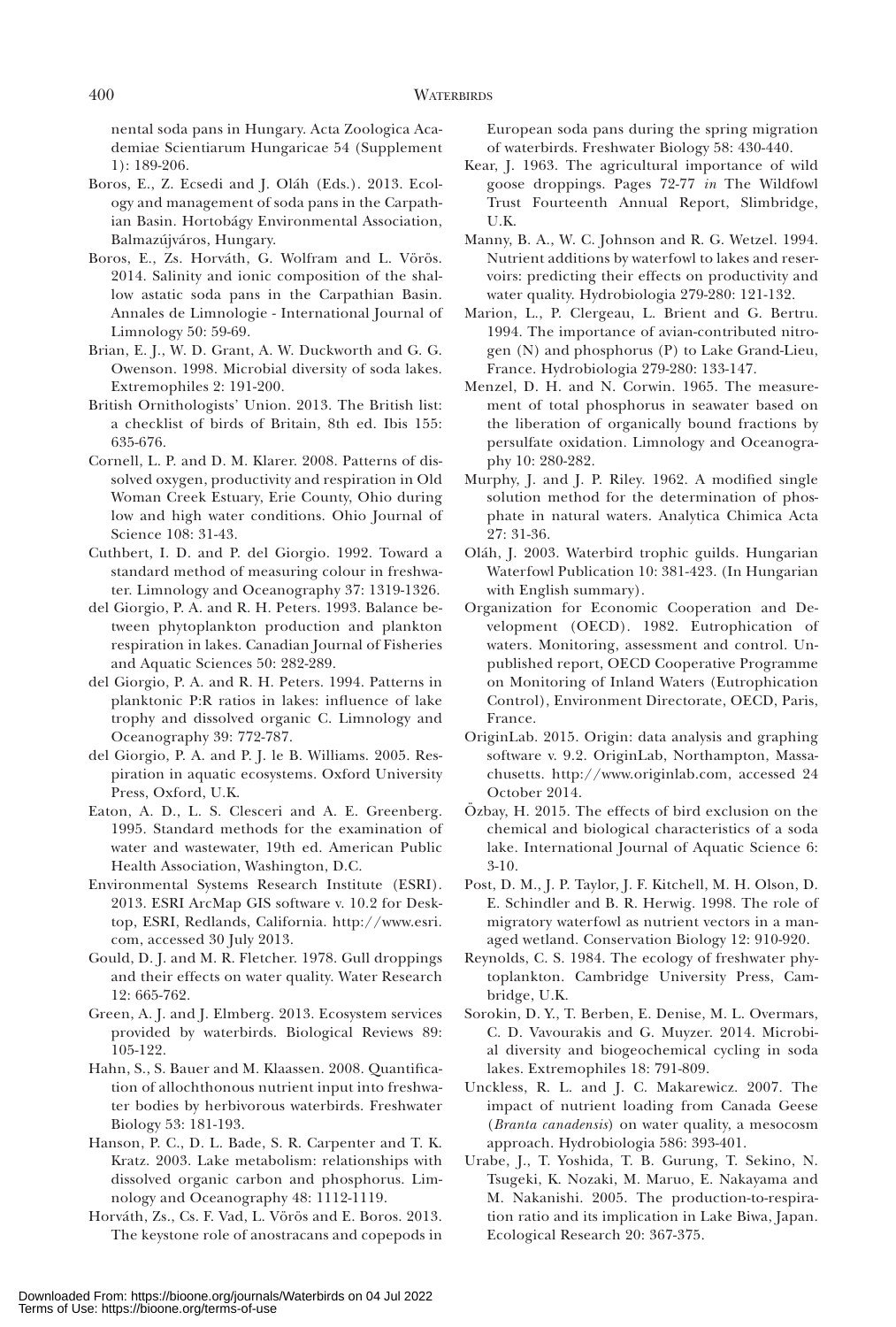nental soda pans in Hungary. Acta Zoologica Academiae Scientiarum Hungaricae 54 (Supplement 1): 189-206.

Boros, E., Z. Ecsedi and J. Oláh (Eds.). 2013. Ecology and management of soda pans in the Carpathian Basin. Hortobágy Environmental Association, Balmazújváros, Hungary.

Boros, E., Zs. Horváth, G. Wolfram and L. Vörös. 2014. Salinity and ionic composition of the shallow astatic soda pans in the Carpathian Basin. Annales de Limnologie - International Journal of Limnology 50: 59-69.

Brian, E. J., W. D. Grant, A. W. Duckworth and G. G. Owenson. 1998. Microbial diversity of soda lakes. Extremophiles 2: 191-200.

British Ornithologists' Union. 2013. The British list: a checklist of birds of Britain, 8th ed. Ibis 155: 635-676.

Cornell, L. P. and D. M. Klarer. 2008. Patterns of dissolved oxygen, productivity and respiration in Old Woman Creek Estuary, Erie County, Ohio during low and high water conditions. Ohio Journal of Science 108: 31-43.

Cuthbert, I. D. and P. del Giorgio. 1992. Toward a standard method of measuring colour in freshwater. Limnology and Oceanography 37: 1319-1326.

del Giorgio, P. A. and R. H. Peters. 1993. Balance between phytoplankton production and plankton respiration in lakes. Canadian Journal of Fisheries and Aquatic Sciences 50: 282-289.

del Giorgio, P. A. and R. H. Peters. 1994. Patterns in planktonic P:R ratios in lakes: influence of lake trophy and dissolved organic C. Limnology and Oceanography 39: 772-787.

del Giorgio, P. A. and P. J. le B. Williams. 2005. Respiration in aquatic ecosystems. Oxford University Press, Oxford, U.K.

Eaton, A. D., L. S. Clesceri and A. E. Greenberg. 1995. Standard methods for the examination of water and wastewater, 19th ed. American Public Health Association, Washington, D.C.

Environmental Systems Research Institute (ESRI). 2013. ESRI ArcMap GIS software v. 10.2 for Desktop, ESRI, Redlands, California. http://www.esri.com, accessed 30 July 2013.

Gould, D. J. and M. R. Fletcher. 1978. Gull droppings and their effects on water quality. Water Research 12: 665-762.

Green, A. J. and J. Elmberg. 2013. Ecosystem services provided by waterbirds. Biological Reviews 89: 105-122.

Hahn, S., S. Bauer and M. Klaassen. 2008. Quantification of allochthonous nutrient input into freshwater bodies by herbivorous waterbirds. Freshwater Biology 53: 181-193.

Hanson, P. C., D. L. Bade, S. R. Carpenter and T. K. Kratz. 2003. Lake metabolism: relationships with dissolved organic carbon and phosphorus. Limnology and Oceanography 48: 1112-1119.

Horváth, Zs., Cs. F. Vad, L. Vörös and E. Boros. 2013. The keystone role of anostracans and copepods in European soda pans during the spring migration of waterbirds. Freshwater Biology 58: 430-440.

Kear, J. 1963. The agricultural importance of wild goose droppings. Pages 72-77 *in* The Wildfowl Trust Fourteenth Annual Report, Slimbridge, U.K.

Manny, B. A., W. C. Johnson and R. G. Wetzel. 1994. Nutrient additions by waterfowl to lakes and reservoirs: predicting their effects on productivity and water quality. Hydrobiologia 279-280: 121-132.

Marion, L., P. Clergeau, L. Brient and G. Bertru. 1994. The importance of avian-contributed nitrogen (N) and phosphorus (P) to Lake Grand-Lieu, France. Hydrobiologia 279-280: 133-147.

Menzel, D. H. and N. Corwin. 1965. The measurement of total phosphorus in seawater based on the liberation of organically bound fractions by persulfate oxidation. Limnology and Oceanography 10: 280-282.

Murphy, J. and J. P. Riley. 1962. A modified single solution method for the determination of phosphate in natural waters. Analytica Chimica Acta 27: 31-36.

Oláh, J. 2003. Waterbird trophic guilds. Hungarian Waterfowl Publication 10: 381-423. (In Hungarian with English summary).

Organization for Economic Cooperation and Development (OECD). 1982. Eutrophication of waters. Monitoring, assessment and control. Unpublished report, OECD Cooperative Programme on Monitoring of Inland Waters (Eutrophication Control), Environment Directorate, OECD, Paris, France.

OriginLab. 2015. Origin: data analysis and graphing software v. 9.2. OriginLab, Northampton, Massachusetts. http://www.originlab.com, accessed 24 October 2014.

Özbay, H. 2015. The effects of bird exclusion on the chemical and biological characteristics of a soda lake. International Journal of Aquatic Science 6: 3-10.

Post, D. M., J. P. Taylor, J. F. Kitchell, M. H. Olson, D. E. Schindler and B. R. Herwig. 1998. The role of migratory waterfowl as nutrient vectors in a managed wetland. Conservation Biology 12: 910-920.

Reynolds, C. S. 1984. The ecology of freshwater phytoplankton. Cambridge University Press, Cambridge, U.K.

Sorokin, D. Y., T. Berben, E. Denise, M. L. Overmars, C. D. Vavourakis and G. Muyzer. 2014. Microbial diversity and biogeochemical cycling in soda lakes. Extremophiles 18: 791-809.

Unckless, R. L. and J. C. Makarewicz. 2007. The impact of nutrient loading from Canada Geese (*Branta canadensis*) on water quality, a mesocosm approach. Hydrobiologia 586: 393-401.

Urabe, J., T. Yoshida, T. B. Gurung, T. Sekino, N. Tsugeki, K. Nozaki, M. Maruo, E. Nakayama and M. Nakanishi. 2005. The production-to-respiration ratio and its implication in Lake Biwa, Japan. Ecological Research 20: 367-375.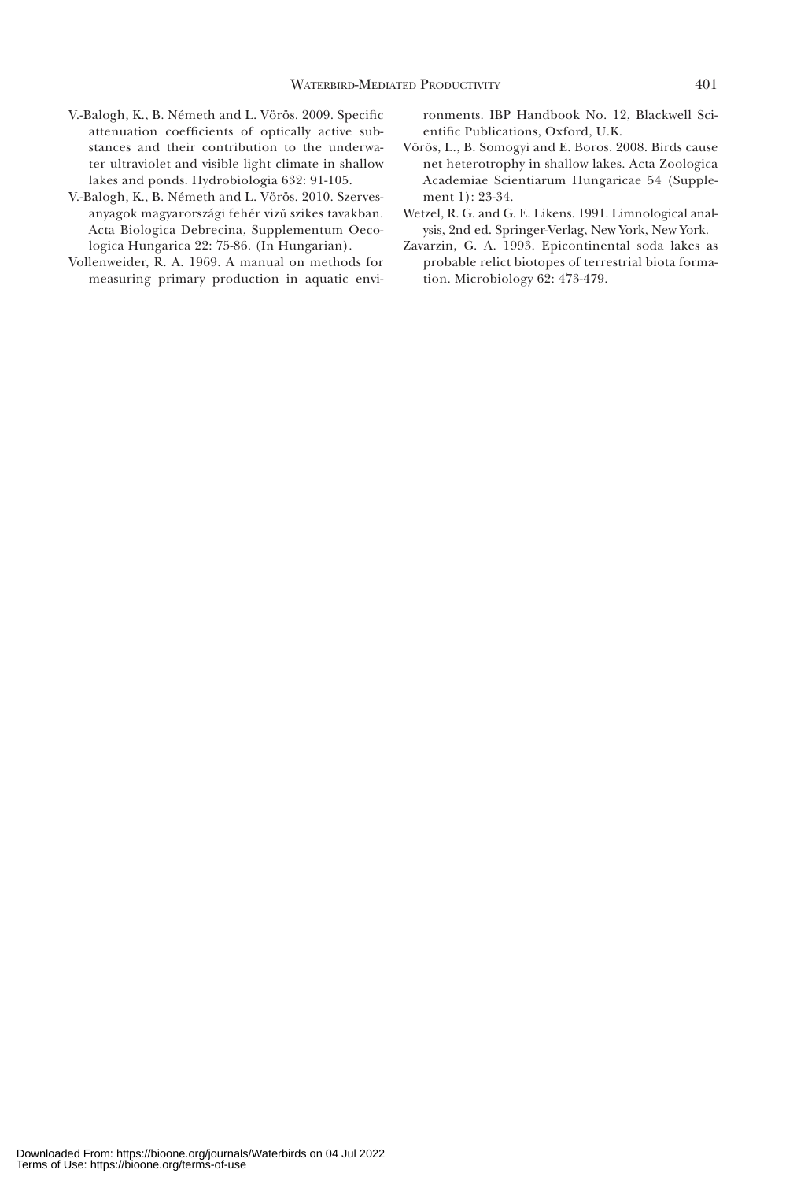V.-Balogh, K., B. Németh and L. Vörös. 2009. Specific attenuation coefficients of optically active substances and their contribution to the underwater ultraviolet and visible light climate in shallow lakes and ponds. Hydrobiologia 632: 91-105.

V.-Balogh, K., B. Németh and L. Vörös. 2010. Szervesanyagok magyarországi fehér vizű szikes tavakban. Acta Biologica Debrecina, Supplementum Oecologica Hungarica 22: 75-86. (In Hungarian).

Vollenweider, R. A. 1969. A manual on methods for measuring primary production in aquatic environments. IBP Handbook No. 12, Blackwell Scientific Publications, Oxford, U.K.

Vörös, L., B. Somogyi and E. Boros. 2008. Birds cause net heterotrophy in shallow lakes. Acta Zoologica Academiae Scientiarum Hungaricae 54 (Supplement 1): 23-34.

Wetzel, R. G. and G. E. Likens. 1991. Limnological analysis, 2nd ed. Springer-Verlag, New York, New York.

Zavarzin, G. A. 1993. Epicontinental soda lakes as probable relict biotopes of terrestrial biota formation. Microbiology 62: 473-479.